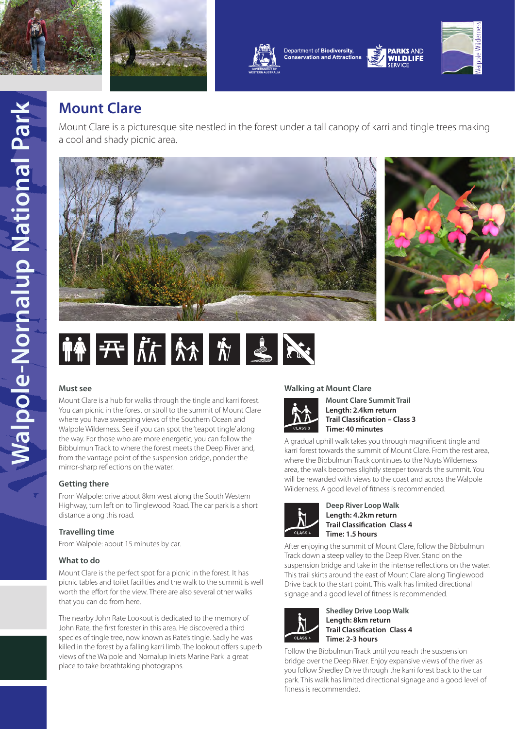Department of **Biodiversity, Conservation and Attractions**

**PARKS AND WILDLIFE SERVICE**

# Walpole-Nornalup National Park

## Mount Clare

Mount Clare is a picturesque site nestled in the forest under a tall canopy of karri and tingle trees making a cool and shady picnic area.

### Must see

Mount Clare is a hub for walks through the tingle and karri forest. You can picnic in the forest or stroll to the summit of Mount Clare where you have sweeping views of the Southern Ocean and Walpole Wilderness. See if you can spot the 'teapot tingle' along the way. For those who are more energetic, you can follow the Bibbulmun Track to where the forest meets the Deep River and, from the vantage point of the suspension bridge, ponder the mirror-sharp reflections on the water.

### Getting there

From Walpole: drive about 8km west along the South Western Highway, turn left on to Tinglewood Road. The car park is a short distance along this road.

### Travelling time

From Walpole: about 15 minutes by car.

### What to do

Mount Clare is the perfect spot for a picnic in the forest. It has picnic tables and toilet facilities and the walk to the summit is well worth the effort for the view. There are also several other walks that you can do from here.

The nearby John Rate Lookout is dedicated to the memory of John Rate, the first forester in this area. He discovered a third species of tingle tree, now known as Rate's tingle. Sadly he was killed in the forest by a falling karri limb. The lookout offers superb views of the Walpole and Nornalup Inlets Marine Park a great place to take breathtaking photographs.

### Walking at Mount Clare

**Mount Clare Summit Trail**
**Length: 2.4km return**
**Trail Classification – Class 3**
**Time: 40 minutes**

A gradual uphill walk takes you through magnificent tingle and karri forest towards the summit of Mount Clare. From the rest area, where the Bibbulmun Track continues to the Nuyts Wilderness area, the walk becomes slightly steeper towards the summit. You will be rewarded with views to the coast and across the Walpole Wilderness. A good level of fitness is recommended.

**Deep River Loop Walk**
**Length: 4.2km return**
**Trail Classification Class 4**
**Time: 1.5 hours**

After enjoying the summit of Mount Clare, follow the Bibbulmun Track down a steep valley to the Deep River. Stand on the suspension bridge and take in the intense reflections on the water. This trail skirts around the east of Mount Clare along Tinglewood Drive back to the start point. This walk has limited directional signage and a good level of fitness is recommended.

**Shedley Drive Loop Walk**
**Length: 8km return**
**Trail Classification Class 4**
**Time: 2-3 hours**

Follow the Bibbulmun Track until you reach the suspension bridge over the Deep River. Enjoy expansive views of the river as you follow Shedley Drive through the karri forest back to the car park. This walk has limited directional signage and a good level of fitness is recommended.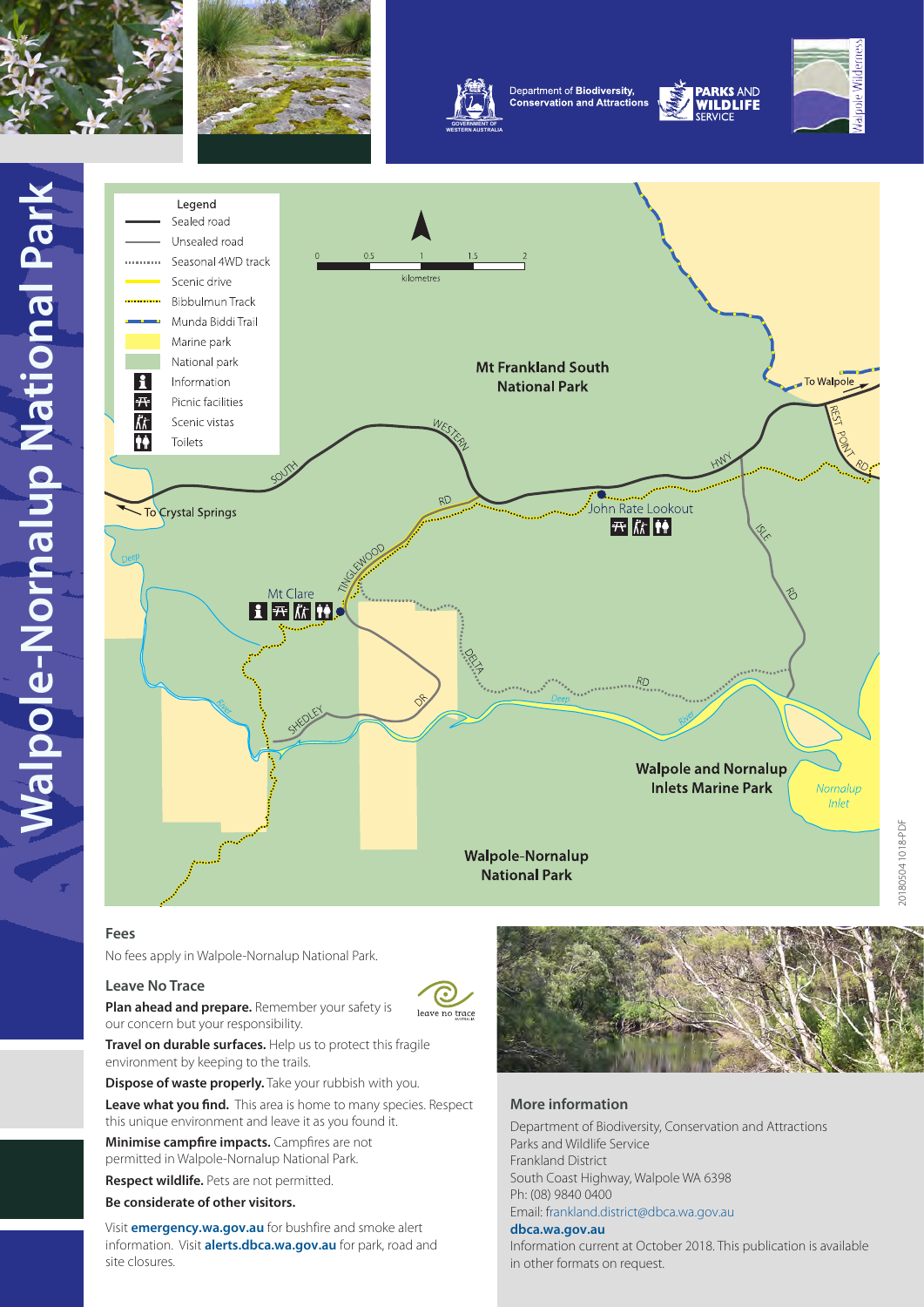# Walpole-Nornalup National Park

Department of **Biodiversity, Conservation and Attractions**

**PARKS AND WILDLIFE SERVICE**

Legend

- Sealed road
- Unsealed road
- Seasonal 4WD track
- Scenic drive
- Bibbulmun Track
- Munda Biddi Trail
- Marine park
- National park
- Information
- Picnic facilities
- Scenic vistas
- Toilets

0 0.5 1 1.5 2
kilometres

Mt Frankland South National Park

To Walpole

REST POINT RD

SOUTH WESTERN HWY

To Crystal Springs

John Rate Lookout

ISLE RD

TINGLEWOOD RD

Mt Clare

DELTA RD

SHEDLEY DR

Deep River

Walpole and Nornalup Inlets Marine Park

Nornalup Inlet

Walpole-Nornalup National Park

## Fees

No fees apply in Walpole-Nornalup National Park.

## Leave No Trace

**Plan ahead and prepare.** Remember your safety is our concern but your responsibility.

**Travel on durable surfaces.** Help us to protect this fragile environment by keeping to the trails.

**Dispose of waste properly.** Take your rubbish with you.

**Leave what you find.** This area is home to many species. Respect this unique environment and leave it as you found it.

**Minimise campfire impacts.** Campfires are not permitted in Walpole-Nornalup National Park.

**Respect wildlife.** Pets are not permitted.

**Be considerate of other visitors.**

Visit **emergency.wa.gov.au** for bushfire and smoke alert information. Visit **alerts.dbca.wa.gov.au** for park, road and site closures.

## More information

Department of Biodiversity, Conservation and Attractions
Parks and Wildlife Service
Frankland District
South Coast Highway, Walpole WA 6398
Ph: (08) 9840 0400
Email: frankland.district@dbca.wa.gov.au
**dbca.wa.gov.au**
Information current at October 2018. This publication is available in other formats on request.

20180504 1018-PDF